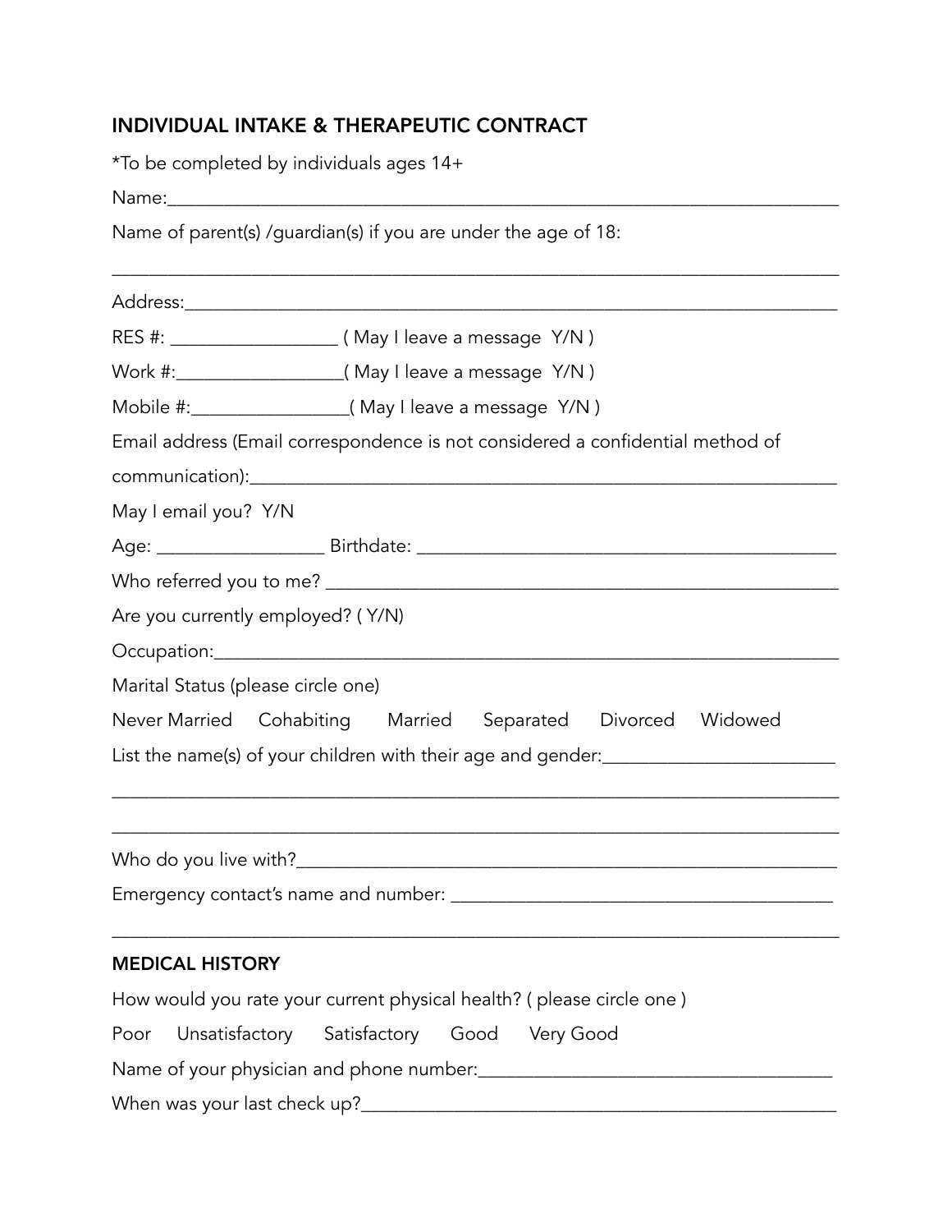## INDIVIDUAL INTAKE & THERAPEUTIC CONTRACT

*To be completed by individuals ages 14+

Name:___________________________________________________________________

Name of parent(s) /guardian(s) if you are under the age of 18:

________________________________________________________________________

Address:_________________________________________________________________

RES #: _________________ ( May I leave a message Y/N )

Work #:_________________( May I leave a message Y/N )

Mobile #:________________( May I leave a message Y/N )

Email address (Email correspondence is not considered a confidential method of communication):____________________________________________________________

May I email you? Y/N

Age: _________________ Birthdate: ___________________________________________

Who referred you to me? _________________________________________________

Are you currently employed? ( Y/N)

Occupation:______________________________________________________________

Marital Status (please circle one)

Never Married Cohabiting Married Separated Divorced Widowed

List the name(s) of your children with their age and gender:________________________

________________________________________________________________________

________________________________________________________________________

Who do you live with?____________________________________________________

Emergency contact's name and number: ______________________________________

________________________________________________________________________

## MEDICAL HISTORY

How would you rate your current physical health? ( please circle one )

Poor Unsatisfactory Satisfactory Good Very Good

Name of your physician and phone number:___________________________________

When was your last check up?______________________________________________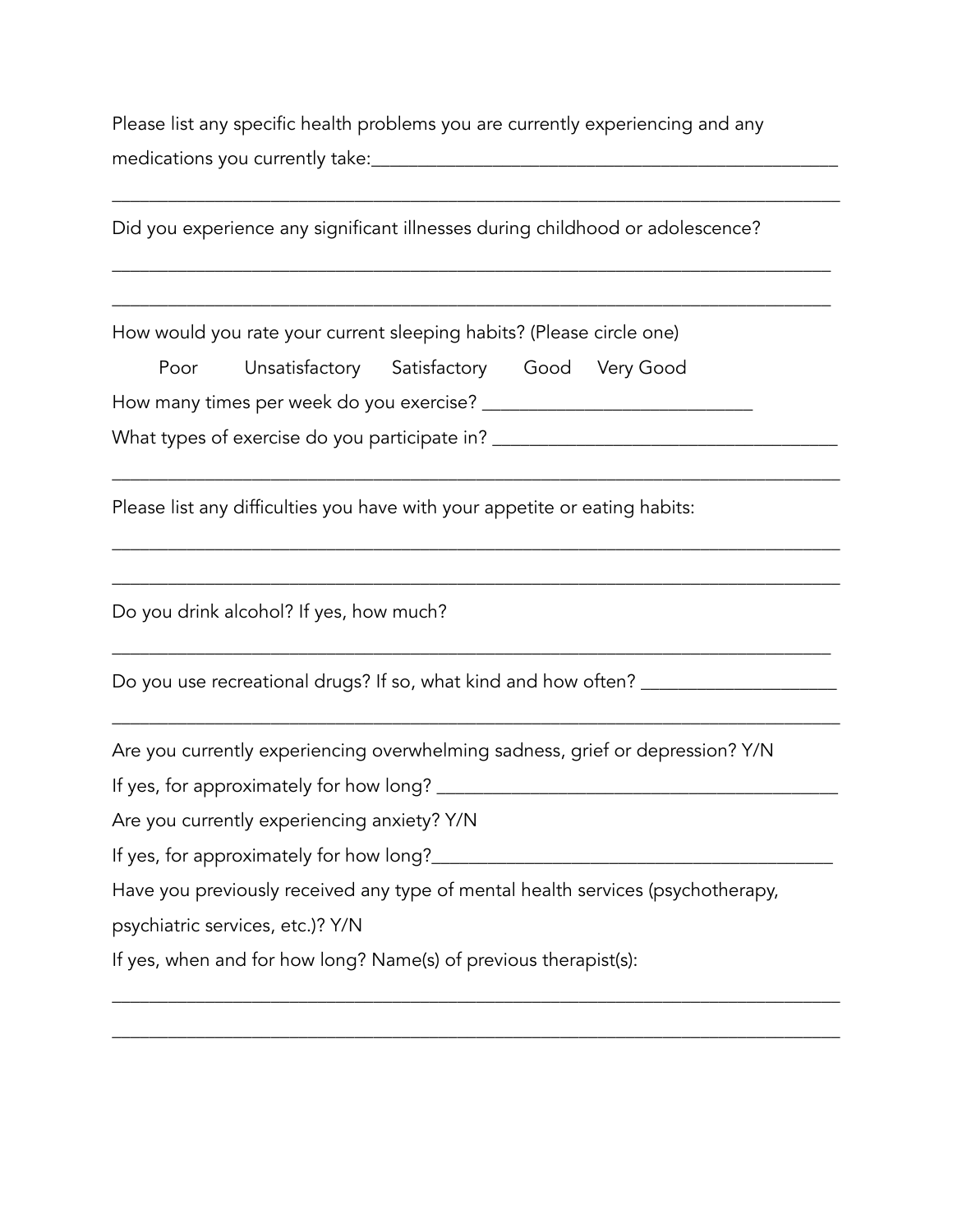Please list any specific health problems you are currently experiencing and any medications you currently take:____________________________________________________

______________________________________________________________________________

Did you experience any significant illnesses during childhood or adolescence?

______________________________________________________________________________

______________________________________________________________________________

How would you rate your current sleeping habits? (Please circle one)

Poor     Unsatisfactory     Satisfactory     Good     Very Good

How many times per week do you exercise? ____________________________

What types of exercise do you participate in? ___________________________________

______________________________________________________________________________

Please list any difficulties you have with your appetite or eating habits:

______________________________________________________________________________

______________________________________________________________________________

Do you drink alcohol? If yes, how much?

______________________________________________________________________________

Do you use recreational drugs? If so, what kind and how often? ____________________

______________________________________________________________________________

Are you currently experiencing overwhelming sadness, grief or depression? Y/N

If yes, for approximately for how long? __________________________________________

Are you currently experiencing anxiety? Y/N

If yes, for approximately for how long?__________________________________________

Have you previously received any type of mental health services (psychotherapy, psychiatric services, etc.)? Y/N

If yes, when and for how long? Name(s) of previous therapist(s):

______________________________________________________________________________

______________________________________________________________________________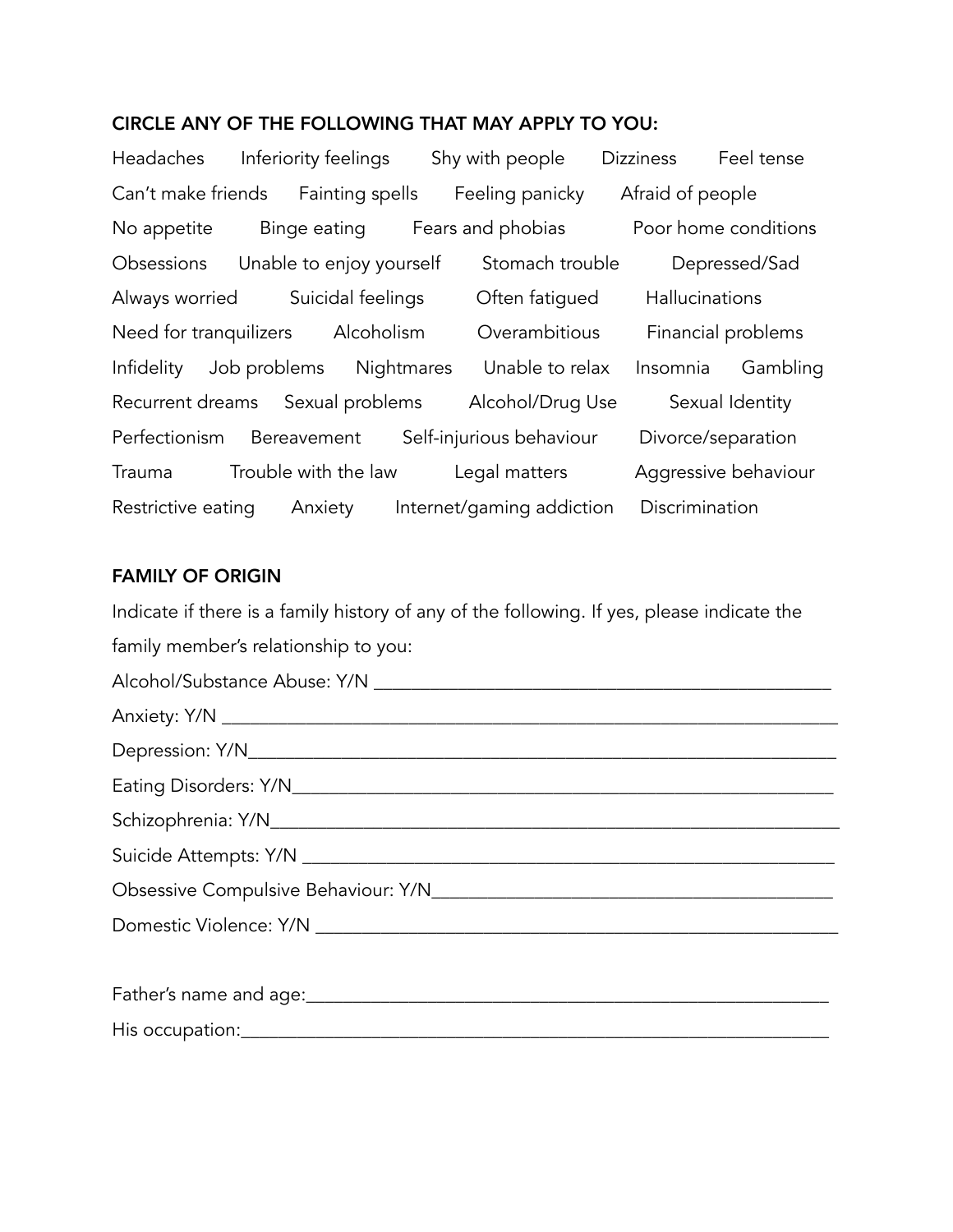## CIRCLE ANY OF THE FOLLOWING THAT MAY APPLY TO YOU:

Headaches     Inferiority feelings     Shy with people     Dizziness     Feel tense

Can't make friends     Fainting spells     Feeling panicky     Afraid of people

No appetite     Binge eating     Fears and phobias     Poor home conditions

Obsessions     Unable to enjoy yourself     Stomach trouble     Depressed/Sad

Always worried     Suicidal feelings     Often fatigued     Hallucinations

Need for tranquilizers     Alcoholism     Overambitious     Financial problems

Infidelity     Job problems     Nightmares     Unable to relax     Insomnia     Gambling

Recurrent dreams     Sexual problems     Alcohol/Drug Use     Sexual Identity

Perfectionism     Bereavement     Self-injurious behaviour     Divorce/separation

Trauma     Trouble with the law     Legal matters     Aggressive behaviour

Restrictive eating     Anxiety     Internet/gaming addiction     Discrimination

## FAMILY OF ORIGIN

Indicate if there is a family history of any of the following. If yes, please indicate the family member's relationship to you:

Alcohol/Substance Abuse: Y/N ___________________________________________

Anxiety: Y/N ___________________________________________

Depression: Y/N___________________________________________

Eating Disorders: Y/N___________________________________________

Schizophrenia: Y/N___________________________________________

Suicide Attempts: Y/N ___________________________________________

Obsessive Compulsive Behaviour: Y/N___________________________________________

Domestic Violence: Y/N ___________________________________________

Father's name and age:___________________________________________

His occupation:___________________________________________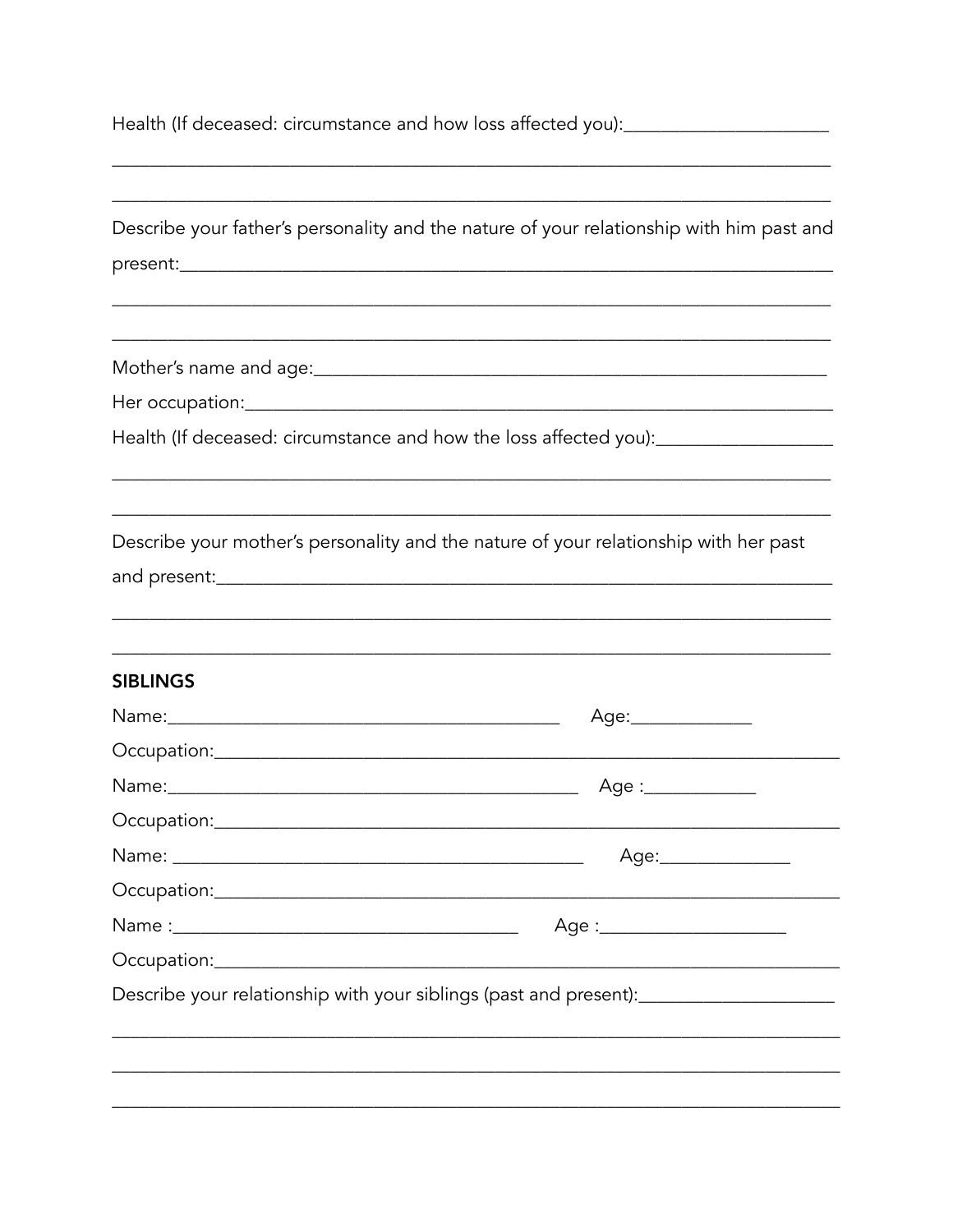Health (If deceased: circumstance and how loss affected you):______________________

_____________________________________________________________________________

_____________________________________________________________________________

Describe your father's personality and the nature of your relationship with him past and present:_____________________________________________________________________

_____________________________________________________________________________

_____________________________________________________________________________

Mother's name and age:_________________________________________________________

Her occupation:_______________________________________________________________

Health (If deceased: circumstance and how the loss affected you):___________________

_____________________________________________________________________________

_____________________________________________________________________________

Describe your mother's personality and the nature of your relationship with her past and present:_____________________________________________________________________

_____________________________________________________________________________

_____________________________________________________________________________

## SIBLINGS

Name:__________________________________________ Age:_____________

Occupation:___________________________________________________________________

Name:____________________________________________ Age :____________

Occupation:___________________________________________________________________

Name: ____________________________________________ Age:______________

Occupation:___________________________________________________________________

Name :___________________________________ Age :___________________

Occupation:___________________________________________________________________

Describe your relationship with your siblings (past and present):_____________________

_____________________________________________________________________________

_____________________________________________________________________________

_____________________________________________________________________________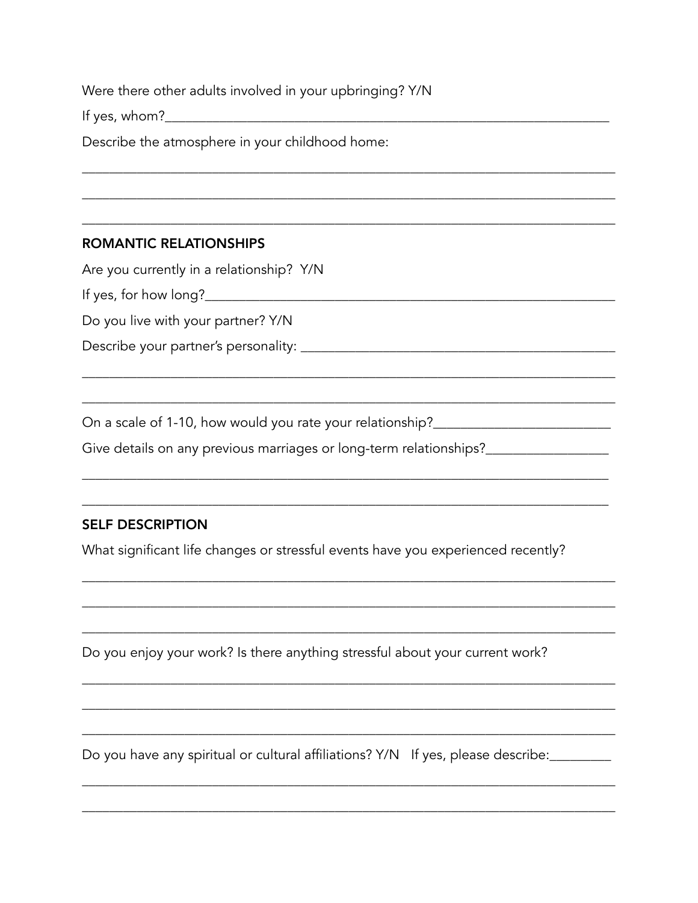Were there other adults involved in your upbringing? Y/N

If yes, whom?___________________________________________________________

Describe the atmosphere in your childhood home:

_______________________________________________________________________________

_______________________________________________________________________________

_______________________________________________________________________________

## ROMANTIC RELATIONSHIPS

Are you currently in a relationship? Y/N

If yes, for how long?______________________________________________________

Do you live with your partner? Y/N

Describe your partner's personality: ________________________________________

_______________________________________________________________________________

_______________________________________________________________________________

On a scale of 1-10, how would you rate your relationship?_____________________

Give details on any previous marriages or long-term relationships?______________

_______________________________________________________________________________

_______________________________________________________________________________

## SELF DESCRIPTION

What significant life changes or stressful events have you experienced recently?

_______________________________________________________________________________

_______________________________________________________________________________

_______________________________________________________________________________

Do you enjoy your work? Is there anything stressful about your current work?

_______________________________________________________________________________

_______________________________________________________________________________

_______________________________________________________________________________

Do you have any spiritual or cultural affiliations? Y/N   If yes, please describe:________

_______________________________________________________________________________

_______________________________________________________________________________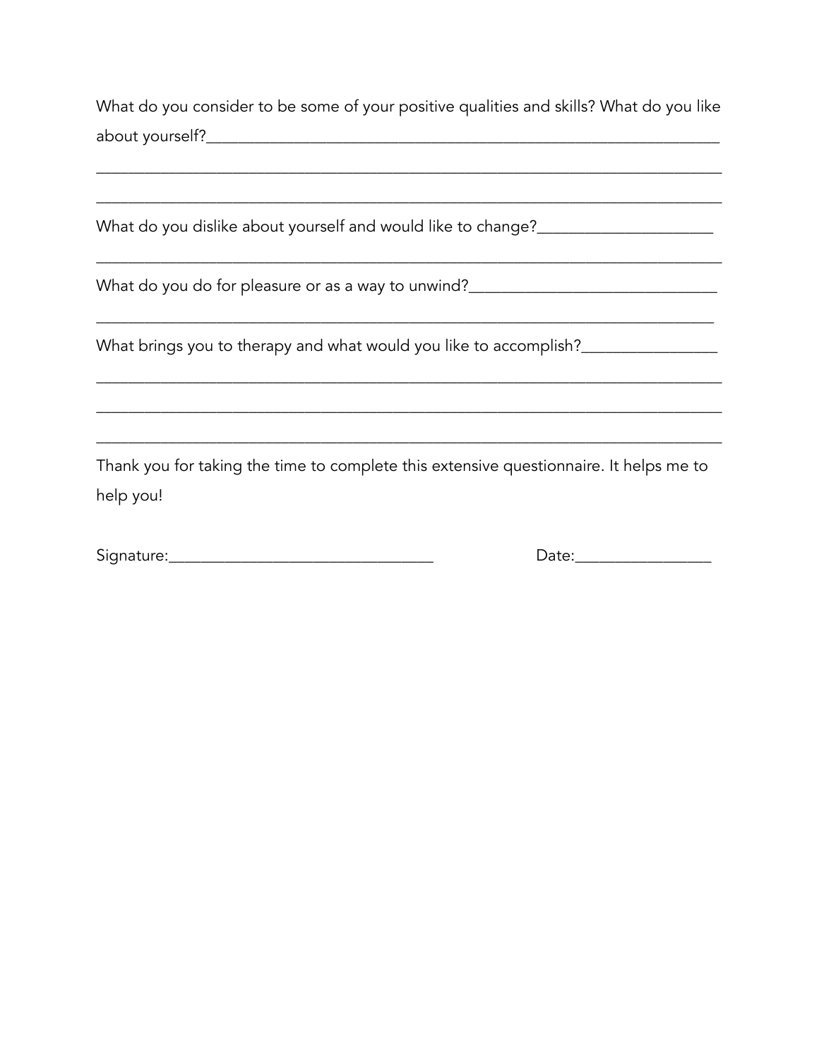What do you consider to be some of your positive qualities and skills? What do you like about yourself?_______________________________________________________________

_____________________________________________________________________________

_____________________________________________________________________________

What do you dislike about yourself and would like to change?_____________________

_____________________________________________________________________________

What do you do for pleasure or as a way to unwind?______________________________

_____________________________________________________________________________

What brings you to therapy and what would you like to accomplish?_______________

_____________________________________________________________________________

_____________________________________________________________________________

_____________________________________________________________________________

Thank you for taking the time to complete this extensive questionnaire. It helps me to help you!

Signature:_______________________________ Date:________________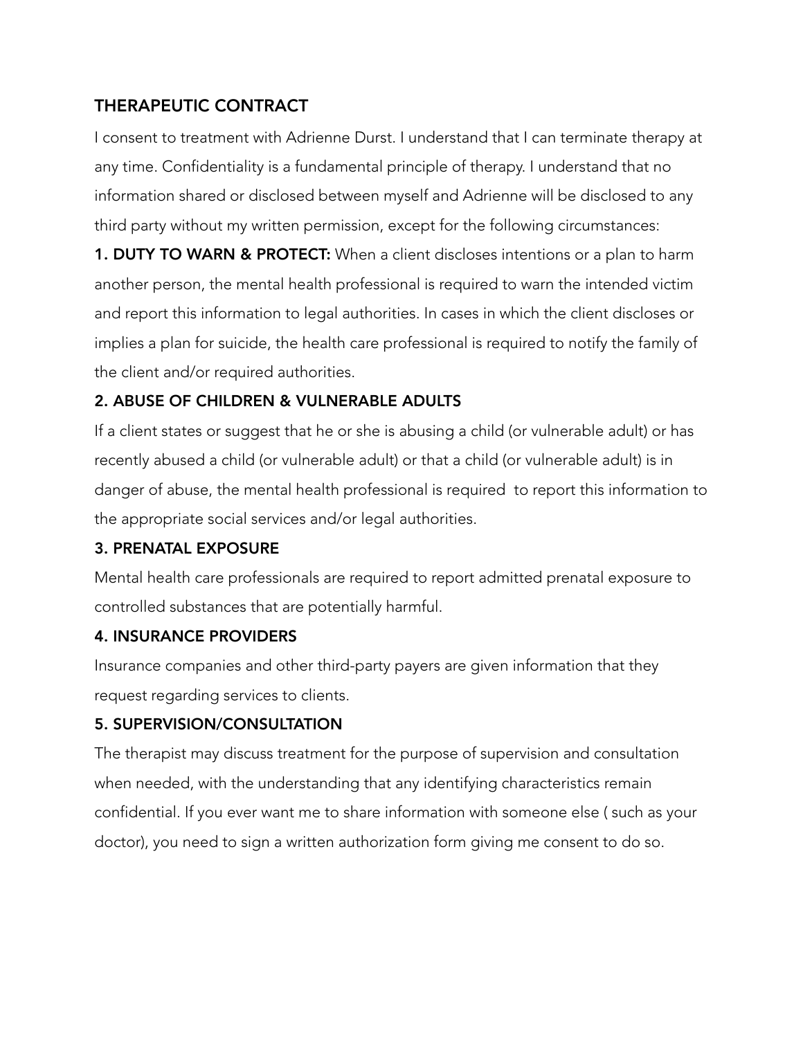## THERAPEUTIC CONTRACT

I consent to treatment with Adrienne Durst. I understand that I can terminate therapy at any time. Confidentiality is a fundamental principle of therapy. I understand that no information shared or disclosed between myself and Adrienne will be disclosed to any third party without my written permission, except for the following circumstances:

**1. DUTY TO WARN & PROTECT:** When a client discloses intentions or a plan to harm another person, the mental health professional is required to warn the intended victim and report this information to legal authorities. In cases in which the client discloses or implies a plan for suicide, the health care professional is required to notify the family of the client and/or required authorities.

### 2. ABUSE OF CHILDREN & VULNERABLE ADULTS

If a client states or suggest that he or she is abusing a child (or vulnerable adult) or has recently abused a child (or vulnerable adult) or that a child (or vulnerable adult) is in danger of abuse, the mental health professional is required to report this information to the appropriate social services and/or legal authorities.

### 3. PRENATAL EXPOSURE

Mental health care professionals are required to report admitted prenatal exposure to controlled substances that are potentially harmful.

### 4. INSURANCE PROVIDERS

Insurance companies and other third-party payers are given information that they request regarding services to clients.

### 5. SUPERVISION/CONSULTATION

The therapist may discuss treatment for the purpose of supervision and consultation when needed, with the understanding that any identifying characteristics remain confidential. If you ever want me to share information with someone else ( such as your doctor), you need to sign a written authorization form giving me consent to do so.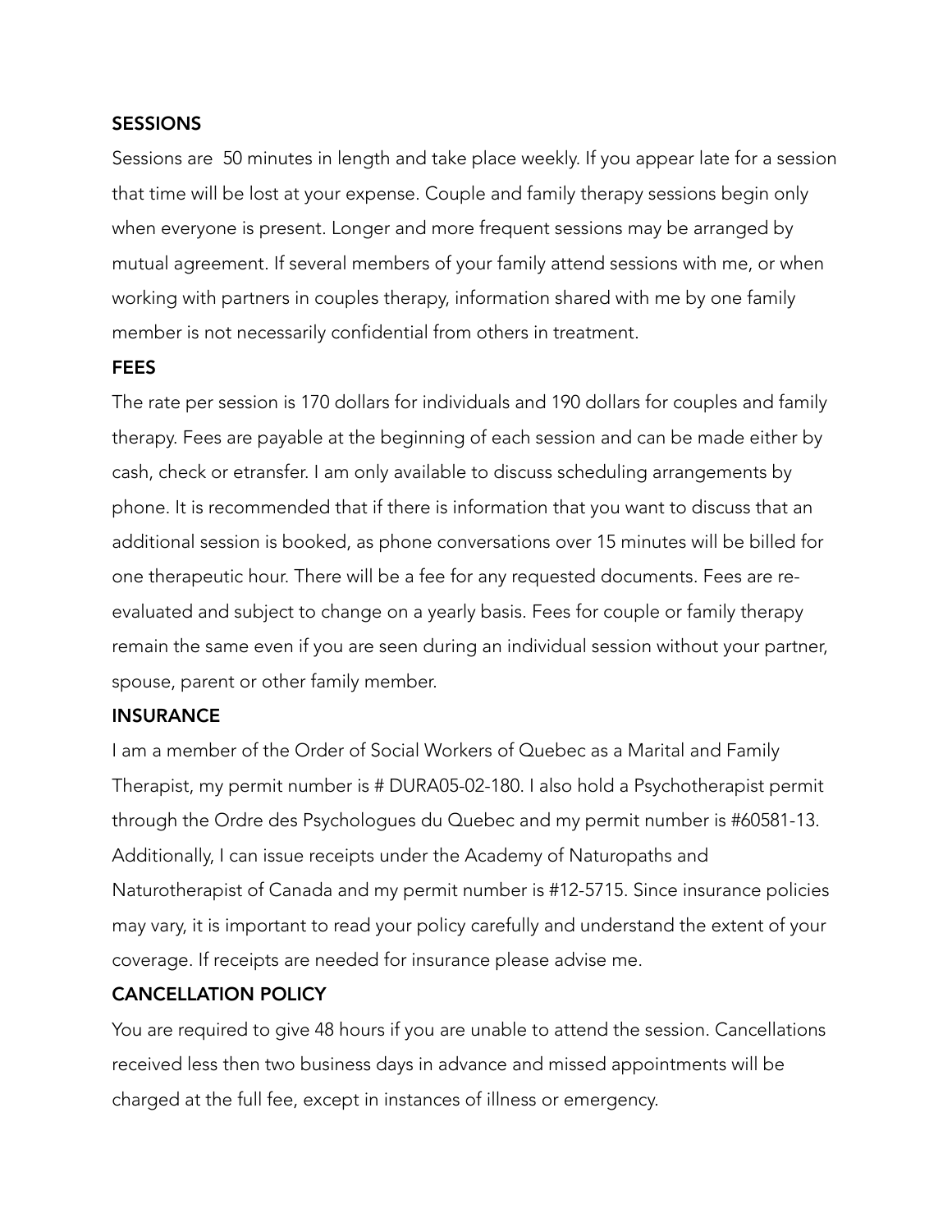## SESSIONS

Sessions are 50 minutes in length and take place weekly. If you appear late for a session that time will be lost at your expense. Couple and family therapy sessions begin only when everyone is present. Longer and more frequent sessions may be arranged by mutual agreement. If several members of your family attend sessions with me, or when working with partners in couples therapy, information shared with me by one family member is not necessarily confidential from others in treatment.

## FEES

The rate per session is 170 dollars for individuals and 190 dollars for couples and family therapy. Fees are payable at the beginning of each session and can be made either by cash, check or etransfer. I am only available to discuss scheduling arrangements by phone. It is recommended that if there is information that you want to discuss that an additional session is booked, as phone conversations over 15 minutes will be billed for one therapeutic hour. There will be a fee for any requested documents. Fees are re-evaluated and subject to change on a yearly basis. Fees for couple or family therapy remain the same even if you are seen during an individual session without your partner, spouse, parent or other family member.

## INSURANCE

I am a member of the Order of Social Workers of Quebec as a Marital and Family Therapist, my permit number is # DURA05-02-180. I also hold a Psychotherapist permit through the Ordre des Psychologues du Quebec and my permit number is #60581-13. Additionally, I can issue receipts under the Academy of Naturopaths and Naturotherapist of Canada and my permit number is #12-5715. Since insurance policies may vary, it is important to read your policy carefully and understand the extent of your coverage. If receipts are needed for insurance please advise me.

## CANCELLATION POLICY

You are required to give 48 hours if you are unable to attend the session. Cancellations received less then two business days in advance and missed appointments will be charged at the full fee, except in instances of illness or emergency.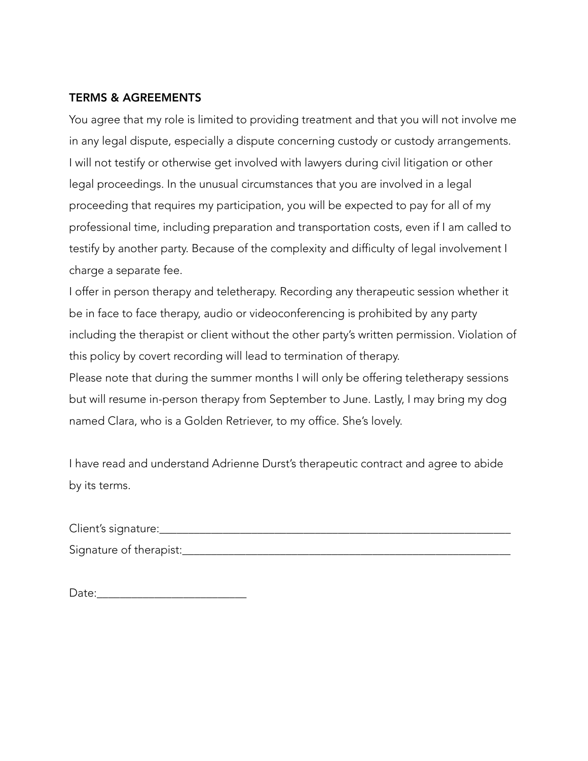## TERMS & AGREEMENTS

You agree that my role is limited to providing treatment and that you will not involve me in any legal dispute, especially a dispute concerning custody or custody arrangements. I will not testify or otherwise get involved with lawyers during civil litigation or other legal proceedings. In the unusual circumstances that you are involved in a legal proceeding that requires my participation, you will be expected to pay for all of my professional time, including preparation and transportation costs, even if I am called to testify by another party. Because of the complexity and difficulty of legal involvement I charge a separate fee.

I offer in person therapy and teletherapy. Recording any therapeutic session whether it be in face to face therapy, audio or videoconferencing is prohibited by any party including the therapist or client without the other party's written permission. Violation of this policy by covert recording will lead to termination of therapy.

Please note that during the summer months I will only be offering teletherapy sessions but will resume in-person therapy from September to June. Lastly, I may bring my dog named Clara, who is a Golden Retriever, to my office. She's lovely.

I have read and understand Adrienne Durst's therapeutic contract and agree to abide by its terms.

Client's signature:_______________________________________________________________

Signature of therapist:____________________________________________________________

Date:_________________________